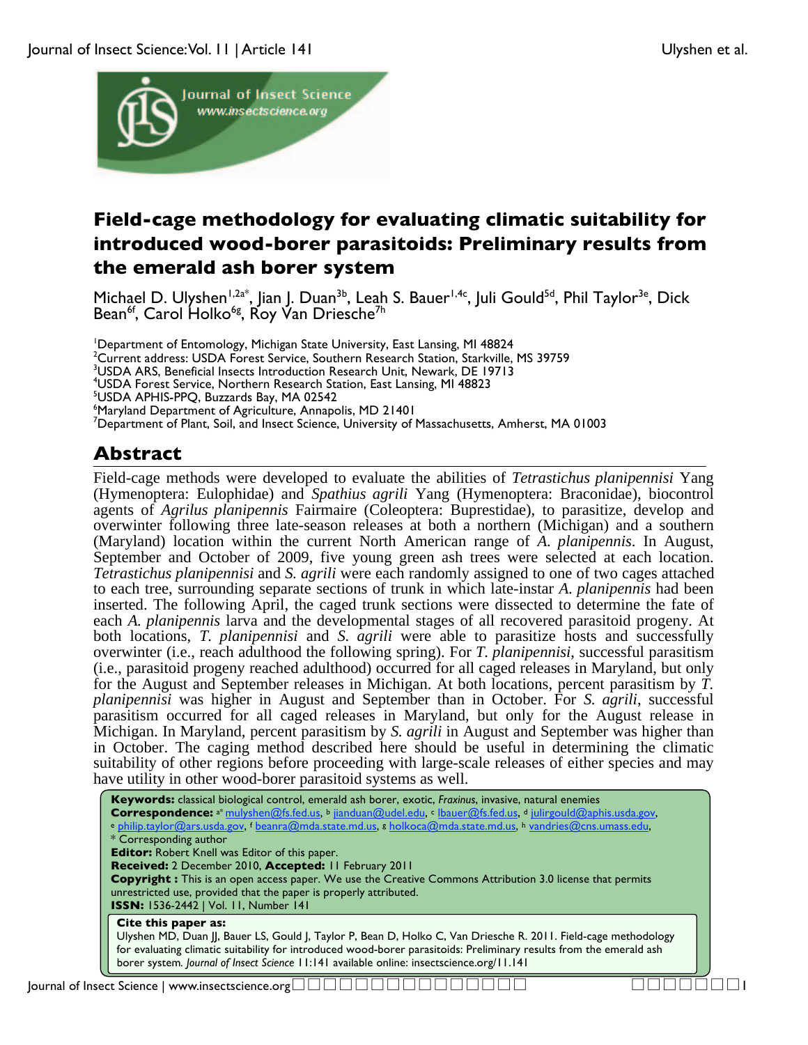# Field-cage methodology for evaluating climatic suitability for introduced wood-borer parasitoids: Preliminary results from the emerald ash borer system

Michael D. Ulyshen[1,2a*], Jian J. Duan[3b], Leah S. Bauer[1,4c], Juli Gould[5d], Phil Taylor[3e], Dick Bean[6f], Carol Holko[6g], Roy Van Driesche[7h]

[1]Department of Entomology, Michigan State University, East Lansing, MI 48824
[2]Current address: USDA Forest Service, Southern Research Station, Starkville, MS 39759
[3]USDA ARS, Beneficial Insects Introduction Research Unit, Newark, DE 19713
[4]USDA Forest Service, Northern Research Station, East Lansing, MI 48823
[5]USDA APHIS-PPQ, Buzzards Bay, MA 02542
[6]Maryland Department of Agriculture, Annapolis, MD 21401
[7]Department of Plant, Soil, and Insect Science, University of Massachusetts, Amherst, MA 01003

## Abstract

Field-cage methods were developed to evaluate the abilities of *Tetrastichus planipennisi* Yang (Hymenoptera: Eulophidae) and *Spathius agrili* Yang (Hymenoptera: Braconidae), biocontrol agents of *Agrilus planipennis* Fairmaire (Coleoptera: Buprestidae), to parasitize, develop and overwinter following three late-season releases at both a northern (Michigan) and a southern (Maryland) location within the current North American range of *A. planipennis*. In August, September and October of 2009, five young green ash trees were selected at each location. *Tetrastichus planipennisi* and *S. agrili* were each randomly assigned to one of two cages attached to each tree, surrounding separate sections of trunk in which late-instar *A. planipennis* had been inserted. The following April, the caged trunk sections were dissected to determine the fate of each *A. planipennis* larva and the developmental stages of all recovered parasitoid progeny. At both locations, *T. planipennisi* and *S. agrili* were able to parasitize hosts and successfully overwinter (i.e., reach adulthood the following spring). For *T. planipennisi*, successful parasitism (i.e., parasitoid progeny reached adulthood) occurred for all caged releases in Maryland, but only for the August and September releases in Michigan. At both locations, percent parasitism by *T. planipennisi* was higher in August and September than in October. For *S. agrili*, successful parasitism occurred for all caged releases in Maryland, but only for the August release in Michigan. In Maryland, percent parasitism by *S. agrili* in August and September was higher than in October. The caging method described here should be useful in determining the climatic suitability of other regions before proceeding with large-scale releases of either species and may have utility in other wood-borer parasitoid systems as well.

**Keywords:** classical biological control, emerald ash borer, exotic, *Fraxinus*, invasive, natural enemies
**Correspondence:** [a*] mulyshen@fs.fed.us, [b] jianduan@udel.edu, [c] lbauer@fs.fed.us, [d] julirgould@aphis.usda.gov, [e] philip.taylor@ars.usda.gov, [f] beanra@mda.state.md.us, [g] holkoca@mda.state.md.us, [h] vandries@cns.umass.edu,
\* Corresponding author
**Editor:** Robert Knell was Editor of this paper.
**Received:** 2 December 2010, **Accepted:** 11 February 2011
**Copyright :** This is an open access paper. We use the Creative Commons Attribution 3.0 license that permits unrestricted use, provided that the paper is properly attributed.
**ISSN:** 1536-2442 | Vol. 11, Number 141

**Cite this paper as:**
Ulyshen MD, Duan JJ, Bauer LS, Gould J, Taylor P, Bean D, Holko C, Van Driesche R. 2011. Field-cage methodology for evaluating climatic suitability for introduced wood-borer parasitoids: Preliminary results from the emerald ash borer system. *Journal of Insect Science* 11:141 available online: insectscience.org/11.141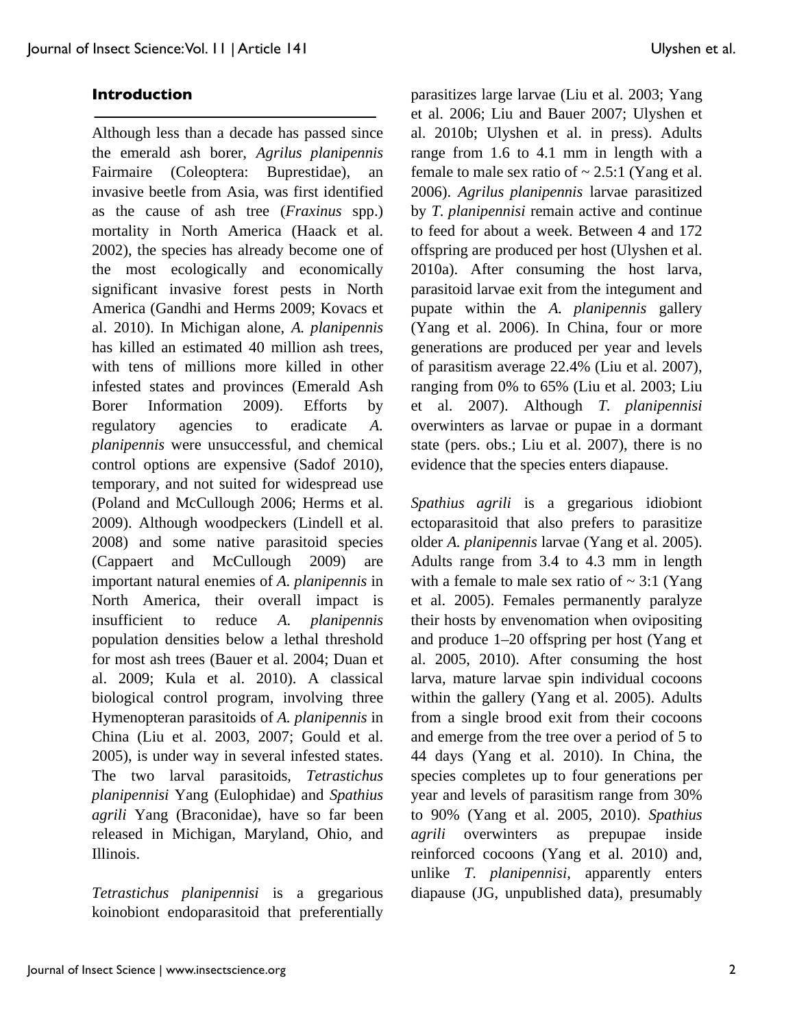## Introduction

Although less than a decade has passed since the emerald ash borer, *Agrilus planipennis* Fairmaire (Coleoptera: Buprestidae), an invasive beetle from Asia, was first identified as the cause of ash tree (*Fraxinus* spp.) mortality in North America (Haack et al. 2002), the species has already become one of the most ecologically and economically significant invasive forest pests in North America (Gandhi and Herms 2009; Kovacs et al. 2010). In Michigan alone, *A. planipennis* has killed an estimated 40 million ash trees, with tens of millions more killed in other infested states and provinces (Emerald Ash Borer Information 2009). Efforts by regulatory agencies to eradicate *A. planipennis* were unsuccessful, and chemical control options are expensive (Sadof 2010), temporary, and not suited for widespread use (Poland and McCullough 2006; Herms et al. 2009). Although woodpeckers (Lindell et al. 2008) and some native parasitoid species (Cappaert and McCullough 2009) are important natural enemies of *A. planipennis* in North America, their overall impact is insufficient to reduce *A. planipennis* population densities below a lethal threshold for most ash trees (Bauer et al. 2004; Duan et al. 2009; Kula et al. 2010). A classical biological control program, involving three Hymenopteran parasitoids of *A. planipennis* in China (Liu et al. 2003, 2007; Gould et al. 2005), is under way in several infested states. The two larval parasitoids, *Tetrastichus planipennisi* Yang (Eulophidae) and *Spathius agrili* Yang (Braconidae), have so far been released in Michigan, Maryland, Ohio, and Illinois.

*Tetrastichus planipennisi* is a gregarious koinobiont endoparasitoid that preferentially parasitizes large larvae (Liu et al. 2003; Yang et al. 2006; Liu and Bauer 2007; Ulyshen et al. 2010b; Ulyshen et al. in press). Adults range from 1.6 to 4.1 mm in length with a female to male sex ratio of ~ 2.5:1 (Yang et al. 2006). *Agrilus planipennis* larvae parasitized by *T. planipennisi* remain active and continue to feed for about a week. Between 4 and 172 offspring are produced per host (Ulyshen et al. 2010a). After consuming the host larva, parasitoid larvae exit from the integument and pupate within the *A. planipennis* gallery (Yang et al. 2006). In China, four or more generations are produced per year and levels of parasitism average 22.4% (Liu et al. 2007), ranging from 0% to 65% (Liu et al. 2003; Liu et al. 2007). Although *T. planipennisi* overwinters as larvae or pupae in a dormant state (pers. obs.; Liu et al. 2007), there is no evidence that the species enters diapause.

*Spathius agrili* is a gregarious idiobiont ectoparasitoid that also prefers to parasitize older *A. planipennis* larvae (Yang et al. 2005). Adults range from 3.4 to 4.3 mm in length with a female to male sex ratio of ~ 3:1 (Yang et al. 2005). Females permanently paralyze their hosts by envenomation when ovipositing and produce 1–20 offspring per host (Yang et al. 2005, 2010). After consuming the host larva, mature larvae spin individual cocoons within the gallery (Yang et al. 2005). Adults from a single brood exit from their cocoons and emerge from the tree over a period of 5 to 44 days (Yang et al. 2010). In China, the species completes up to four generations per year and levels of parasitism range from 30% to 90% (Yang et al. 2005, 2010). *Spathius agrili* overwinters as prepupae inside reinforced cocoons (Yang et al. 2010) and, unlike *T. planipennisi*, apparently enters diapause (JG, unpublished data), presumably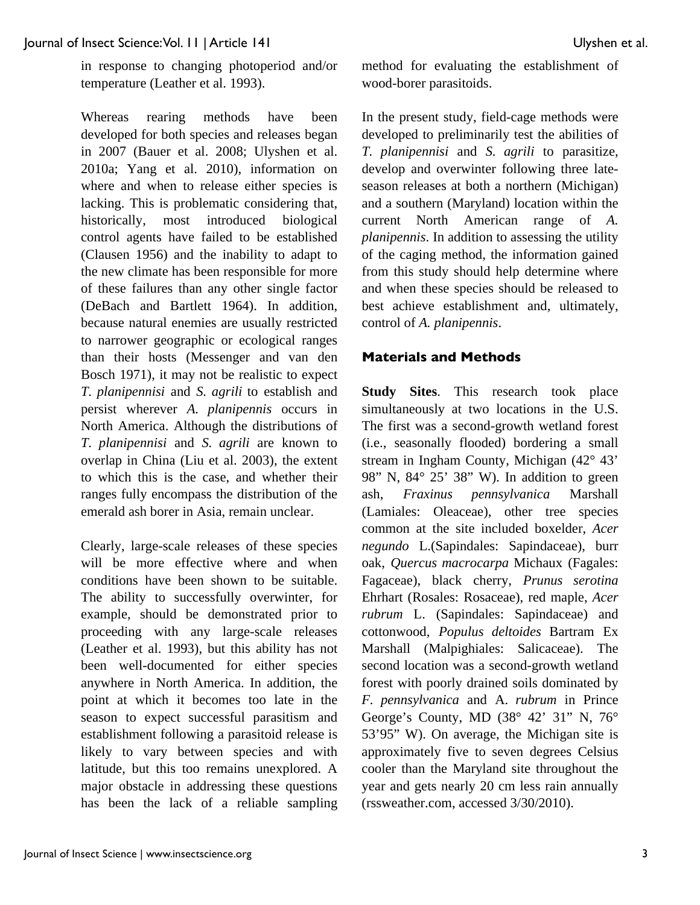in response to changing photoperiod and/or temperature (Leather et al. 1993).

Whereas rearing methods have been developed for both species and releases began in 2007 (Bauer et al. 2008; Ulyshen et al. 2010a; Yang et al. 2010), information on where and when to release either species is lacking. This is problematic considering that, historically, most introduced biological control agents have failed to be established (Clausen 1956) and the inability to adapt to the new climate has been responsible for more of these failures than any other single factor (DeBach and Bartlett 1964). In addition, because natural enemies are usually restricted to narrower geographic or ecological ranges than their hosts (Messenger and van den Bosch 1971), it may not be realistic to expect *T. planipennisi* and *S. agrili* to establish and persist wherever *A. planipennis* occurs in North America. Although the distributions of *T. planipennisi* and *S. agrili* are known to overlap in China (Liu et al. 2003), the extent to which this is the case, and whether their ranges fully encompass the distribution of the emerald ash borer in Asia, remain unclear.

Clearly, large-scale releases of these species will be more effective where and when conditions have been shown to be suitable. The ability to successfully overwinter, for example, should be demonstrated prior to proceeding with any large-scale releases (Leather et al. 1993), but this ability has not been well-documented for either species anywhere in North America. In addition, the point at which it becomes too late in the season to expect successful parasitism and establishment following a parasitoid release is likely to vary between species and with latitude, but this too remains unexplored. A major obstacle in addressing these questions has been the lack of a reliable sampling method for evaluating the establishment of wood-borer parasitoids.

In the present study, field-cage methods were developed to preliminarily test the abilities of *T. planipennisi* and *S. agrili* to parasitize, develop and overwinter following three late-season releases at both a northern (Michigan) and a southern (Maryland) location within the current North American range of *A. planipennis*. In addition to assessing the utility of the caging method, the information gained from this study should help determine where and when these species should be released to best achieve establishment and, ultimately, control of *A. planipennis*.

## Materials and Methods

**Study Sites**. This research took place simultaneously at two locations in the U.S. The first was a second-growth wetland forest (i.e., seasonally flooded) bordering a small stream in Ingham County, Michigan (42° 43' 98" N, 84° 25' 38" W). In addition to green ash, *Fraxinus pennsylvanica* Marshall (Lamiales: Oleaceae), other tree species common at the site included boxelder, *Acer negundo* L.(Sapindales: Sapindaceae), burr oak, *Quercus macrocarpa* Michaux (Fagales: Fagaceae), black cherry, *Prunus serotina* Ehrhart (Rosales: Rosaceae), red maple, *Acer rubrum* L. (Sapindales: Sapindaceae) and cottonwood, *Populus deltoides* Bartram Ex Marshall (Malpighiales: Salicaceae). The second location was a second-growth wetland forest with poorly drained soils dominated by *F. pennsylvanica* and A. *rubrum* in Prince George's County, MD (38° 42' 31" N, 76° 53'95" W). On average, the Michigan site is approximately five to seven degrees Celsius cooler than the Maryland site throughout the year and gets nearly 20 cm less rain annually (rssweather.com, accessed 3/30/2010).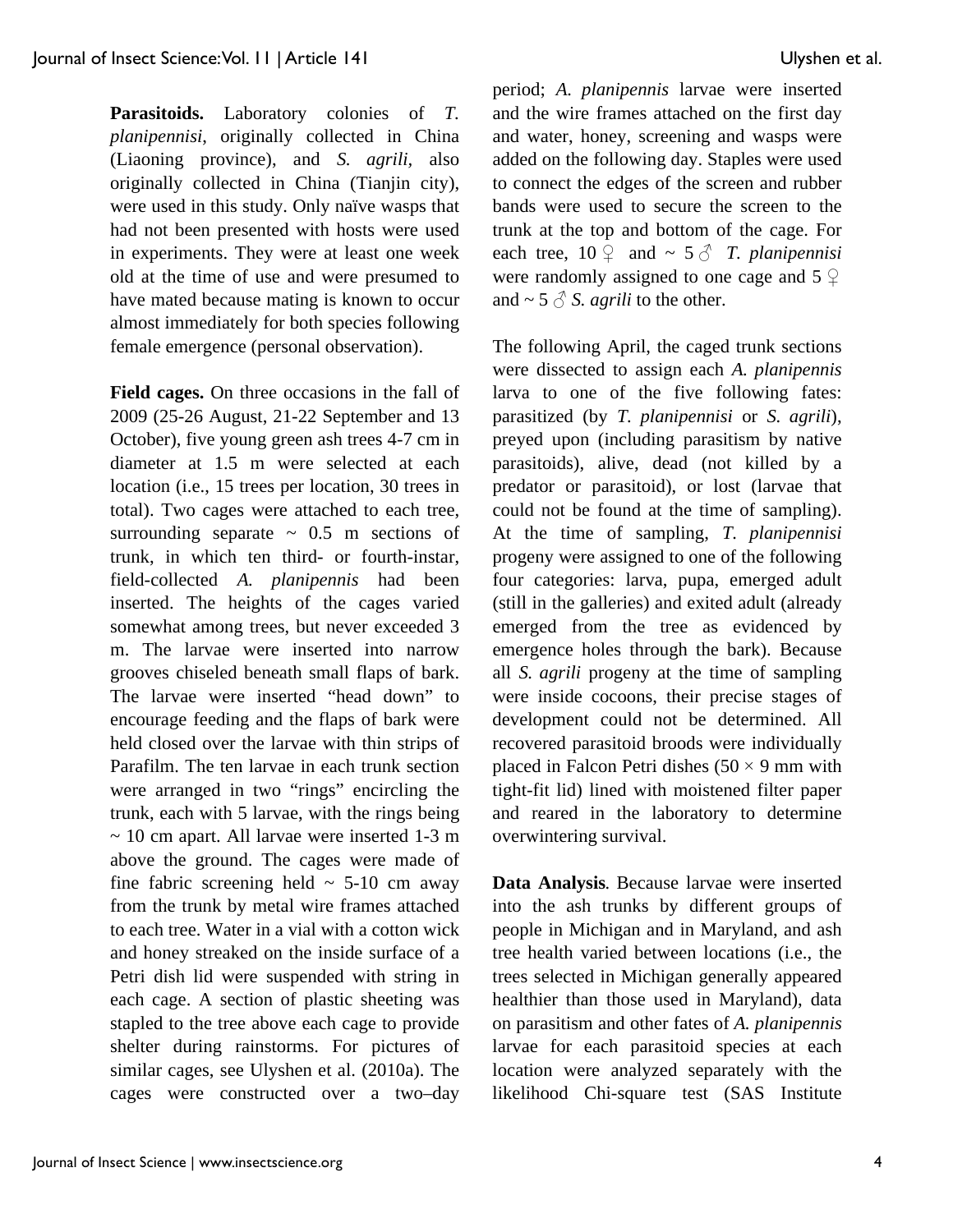**Parasitoids.** Laboratory colonies of *T. planipennisi*, originally collected in China (Liaoning province), and *S. agrili*, also originally collected in China (Tianjin city), were used in this study. Only naïve wasps that had not been presented with hosts were used in experiments. They were at least one week old at the time of use and were presumed to have mated because mating is known to occur almost immediately for both species following female emergence (personal observation).

**Field cages.** On three occasions in the fall of 2009 (25-26 August, 21-22 September and 13 October), five young green ash trees 4-7 cm in diameter at 1.5 m were selected at each location (i.e., 15 trees per location, 30 trees in total). Two cages were attached to each tree, surrounding separate ~ 0.5 m sections of trunk, in which ten third- or fourth-instar, field-collected *A. planipennis* had been inserted. The heights of the cages varied somewhat among trees, but never exceeded 3 m. The larvae were inserted into narrow grooves chiseled beneath small flaps of bark. The larvae were inserted "head down" to encourage feeding and the flaps of bark were held closed over the larvae with thin strips of Parafilm. The ten larvae in each trunk section were arranged in two "rings" encircling the trunk, each with 5 larvae, with the rings being ~ 10 cm apart. All larvae were inserted 1-3 m above the ground. The cages were made of fine fabric screening held ~ 5-10 cm away from the trunk by metal wire frames attached to each tree. Water in a vial with a cotton wick and honey streaked on the inside surface of a Petri dish lid were suspended with string in each cage. A section of plastic sheeting was stapled to the tree above each cage to provide shelter during rainstorms. For pictures of similar cages, see Ulyshen et al. (2010a). The cages were constructed over a two–day period; *A. planipennis* larvae were inserted and the wire frames attached on the first day and water, honey, screening and wasps were added on the following day. Staples were used to connect the edges of the screen and rubber bands were used to secure the screen to the trunk at the top and bottom of the cage. For each tree, 10 ♀ and ~ 5 ♂ *T. planipennisi* were randomly assigned to one cage and 5 ♀ and ~ 5 ♂ *S. agrili* to the other.

The following April, the caged trunk sections were dissected to assign each *A. planipennis* larva to one of the five following fates: parasitized (by *T. planipennisi* or *S. agrili*), preyed upon (including parasitism by native parasitoids), alive, dead (not killed by a predator or parasitoid), or lost (larvae that could not be found at the time of sampling). At the time of sampling, *T. planipennisi* progeny were assigned to one of the following four categories: larva, pupa, emerged adult (still in the galleries) and exited adult (already emerged from the tree as evidenced by emergence holes through the bark). Because all *S. agrili* progeny at the time of sampling were inside cocoons, their precise stages of development could not be determined. All recovered parasitoid broods were individually placed in Falcon Petri dishes (50 × 9 mm with tight-fit lid) lined with moistened filter paper and reared in the laboratory to determine overwintering survival.

**Data Analysis***.* Because larvae were inserted into the ash trunks by different groups of people in Michigan and in Maryland, and ash tree health varied between locations (i.e., the trees selected in Michigan generally appeared healthier than those used in Maryland), data on parasitism and other fates of *A. planipennis* larvae for each parasitoid species at each location were analyzed separately with the likelihood Chi-square test (SAS Institute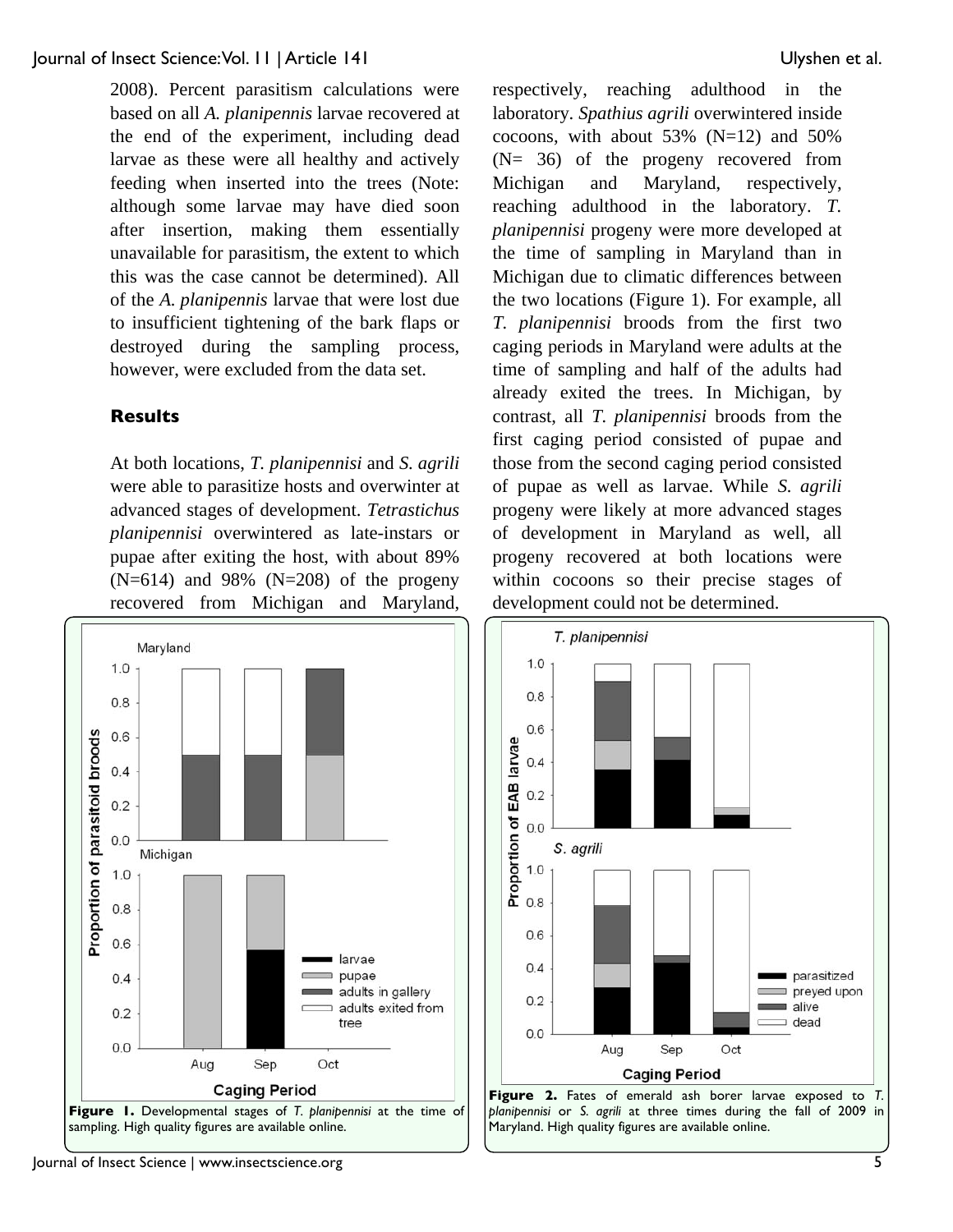2008). Percent parasitism calculations were based on all *A. planipennis* larvae recovered at the end of the experiment, including dead larvae as these were all healthy and actively feeding when inserted into the trees (Note: although some larvae may have died soon after insertion, making them essentially unavailable for parasitism, the extent to which this was the case cannot be determined). All of the *A. planipennis* larvae that were lost due to insufficient tightening of the bark flaps or destroyed during the sampling process, however, were excluded from the data set.

## Results

At both locations, *T. planipennisi* and *S. agrili* were able to parasitize hosts and overwinter at advanced stages of development. *Tetrastichus planipennisi* overwintered as late-instars or pupae after exiting the host, with about 89% (N=614) and 98% (N=208) of the progeny recovered from Michigan and Maryland, respectively, reaching adulthood in the laboratory. *Spathius agrili* overwintered inside cocoons, with about 53% (N=12) and 50% (N= 36) of the progeny recovered from Michigan and Maryland, respectively, reaching adulthood in the laboratory. *T. planipennisi* progeny were more developed at the time of sampling in Maryland than in Michigan due to climatic differences between the two locations (Figure 1). For example, all *T. planipennisi* broods from the first two caging periods in Maryland were adults at the time of sampling and half of the adults had already exited the trees. In Michigan, by contrast, all *T. planipennisi* broods from the first caging period consisted of pupae and those from the second caging period consisted of pupae as well as larvae. While *S. agrili* progeny were likely at more advanced stages of development in Maryland as well, all progeny recovered at both locations were within cocoons so their precise stages of development could not be determined.

**Figure 1.** Developmental stages of *T. planipennisi* at the time of sampling. High quality figures are available online.

**Figure 2.** Fates of emerald ash borer larvae exposed to *T. planipennisi* or *S. agrili* at three times during the fall of 2009 in Maryland. High quality figures are available online.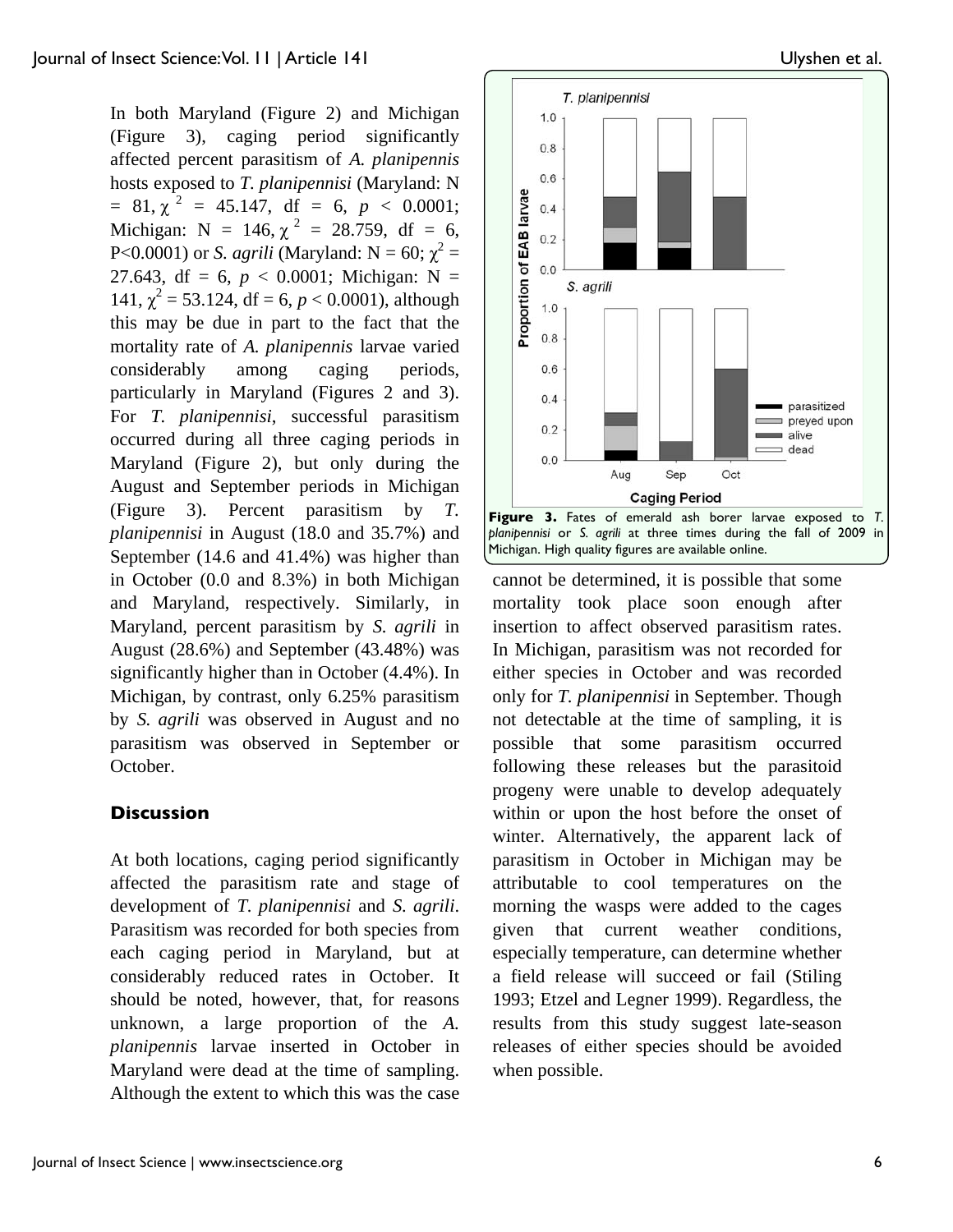In both Maryland (Figure 2) and Michigan (Figure 3), caging period significantly affected percent parasitism of *A. planipennis* hosts exposed to *T. planipennisi* (Maryland: N = 81, $\chi^2$ = 45.147, df = 6, $p < 0.0001$; Michigan: N = 146, $\chi^2$ = 28.759, df = 6, $P<0.0001$) or *S. agrili* (Maryland: N = 60; $\chi^2$ = 27.643, df = 6, $p < 0.0001$; Michigan: N = 141, $\chi^2$ = 53.124, df = 6, $p < 0.0001$), although this may be due in part to the fact that the mortality rate of *A. planipennis* larvae varied considerably among caging periods, particularly in Maryland (Figures 2 and 3). For *T. planipennisi*, successful parasitism occurred during all three caging periods in Maryland (Figure 2), but only during the August and September periods in Michigan (Figure 3). Percent parasitism by *T. planipennisi* in August (18.0 and 35.7%) and September (14.6 and 41.4%) was higher than in October (0.0 and 8.3%) in both Michigan and Maryland, respectively. Similarly, in Maryland, percent parasitism by *S. agrili* in August (28.6%) and September (43.48%) was significantly higher than in October (4.4%). In Michigan, by contrast, only 6.25% parasitism by *S. agrili* was observed in August and no parasitism was observed in September or October.

## Discussion

At both locations, caging period significantly affected the parasitism rate and stage of development of *T. planipennisi* and *S. agrili*. Parasitism was recorded for both species from each caging period in Maryland, but at considerably reduced rates in October. It should be noted, however, that, for reasons unknown, a large proportion of the *A. planipennis* larvae inserted in October in Maryland were dead at the time of sampling. Although the extent to which this was the case cannot be determined, it is possible that some mortality took place soon enough after insertion to affect observed parasitism rates. In Michigan, parasitism was not recorded for either species in October and was recorded only for *T. planipennisi* in September. Though not detectable at the time of sampling, it is possible that some parasitism occurred following these releases but the parasitoid progeny were unable to develop adequately within or upon the host before the onset of winter. Alternatively, the apparent lack of parasitism in October in Michigan may be attributable to cool temperatures on the morning the wasps were added to the cages given that current weather conditions, especially temperature, can determine whether a field release will succeed or fail (Stiling 1993; Etzel and Legner 1999). Regardless, the results from this study suggest late-season releases of either species should be avoided when possible.

**Figure 3.** Fates of emerald ash borer larvae exposed to *T. planipennisi* or *S. agrili* at three times during the fall of 2009 in Michigan. High quality figures are available online.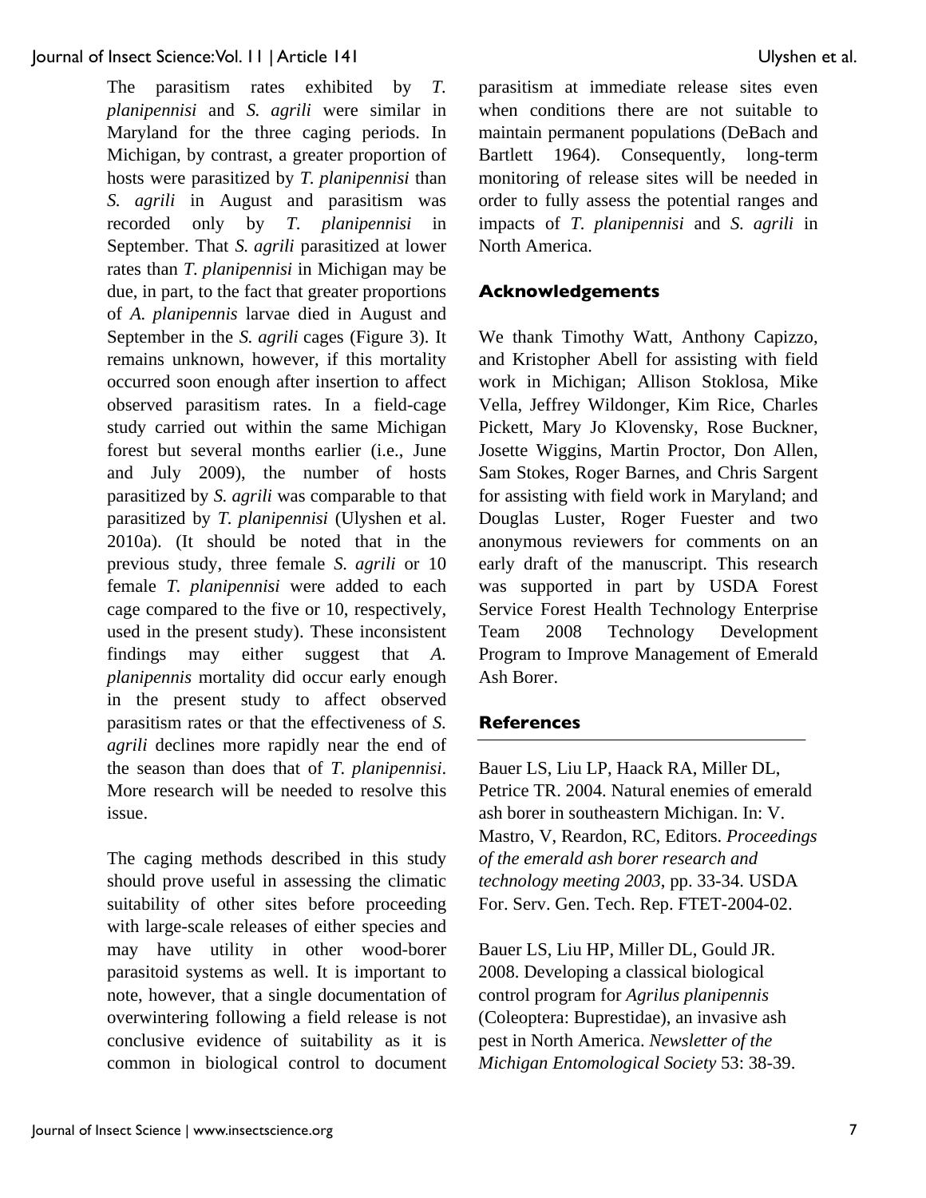The parasitism rates exhibited by *T. planipennisi* and *S. agrili* were similar in Maryland for the three caging periods. In Michigan, by contrast, a greater proportion of hosts were parasitized by *T. planipennisi* than *S. agrili* in August and parasitism was recorded only by *T. planipennisi* in September. That *S. agrili* parasitized at lower rates than *T. planipennisi* in Michigan may be due, in part, to the fact that greater proportions of *A. planipennis* larvae died in August and September in the *S. agrili* cages (Figure 3). It remains unknown, however, if this mortality occurred soon enough after insertion to affect observed parasitism rates. In a field-cage study carried out within the same Michigan forest but several months earlier (i.e., June and July 2009), the number of hosts parasitized by *S. agrili* was comparable to that parasitized by *T. planipennisi* (Ulyshen et al. 2010a). (It should be noted that in the previous study, three female *S. agrili* or 10 female *T. planipennisi* were added to each cage compared to the five or 10, respectively, used in the present study). These inconsistent findings may either suggest that *A. planipennis* mortality did occur early enough in the present study to affect observed parasitism rates or that the effectiveness of *S. agrili* declines more rapidly near the end of the season than does that of *T. planipennisi*. More research will be needed to resolve this issue.

The caging methods described in this study should prove useful in assessing the climatic suitability of other sites before proceeding with large-scale releases of either species and may have utility in other wood-borer parasitoid systems as well. It is important to note, however, that a single documentation of overwintering following a field release is not conclusive evidence of suitability as it is common in biological control to document parasitism at immediate release sites even when conditions there are not suitable to maintain permanent populations (DeBach and Bartlett 1964). Consequently, long-term monitoring of release sites will be needed in order to fully assess the potential ranges and impacts of *T. planipennisi* and *S. agrili* in North America.

## Acknowledgements

We thank Timothy Watt, Anthony Capizzo, and Kristopher Abell for assisting with field work in Michigan; Allison Stoklosa, Mike Vella, Jeffrey Wildonger, Kim Rice, Charles Pickett, Mary Jo Klovensky, Rose Buckner, Josette Wiggins, Martin Proctor, Don Allen, Sam Stokes, Roger Barnes, and Chris Sargent for assisting with field work in Maryland; and Douglas Luster, Roger Fuester and two anonymous reviewers for comments on an early draft of the manuscript. This research was supported in part by USDA Forest Service Forest Health Technology Enterprise Team 2008 Technology Development Program to Improve Management of Emerald Ash Borer.

## References

Bauer LS, Liu LP, Haack RA, Miller DL, Petrice TR. 2004. Natural enemies of emerald ash borer in southeastern Michigan. In: V. Mastro, V, Reardon, RC, Editors. *Proceedings of the emerald ash borer research and technology meeting 2003*, pp. 33-34. USDA For. Serv. Gen. Tech. Rep. FTET-2004-02.

Bauer LS, Liu HP, Miller DL, Gould JR. 2008. Developing a classical biological control program for *Agrilus planipennis* (Coleoptera: Buprestidae), an invasive ash pest in North America. *Newsletter of the Michigan Entomological Society* 53: 38-39.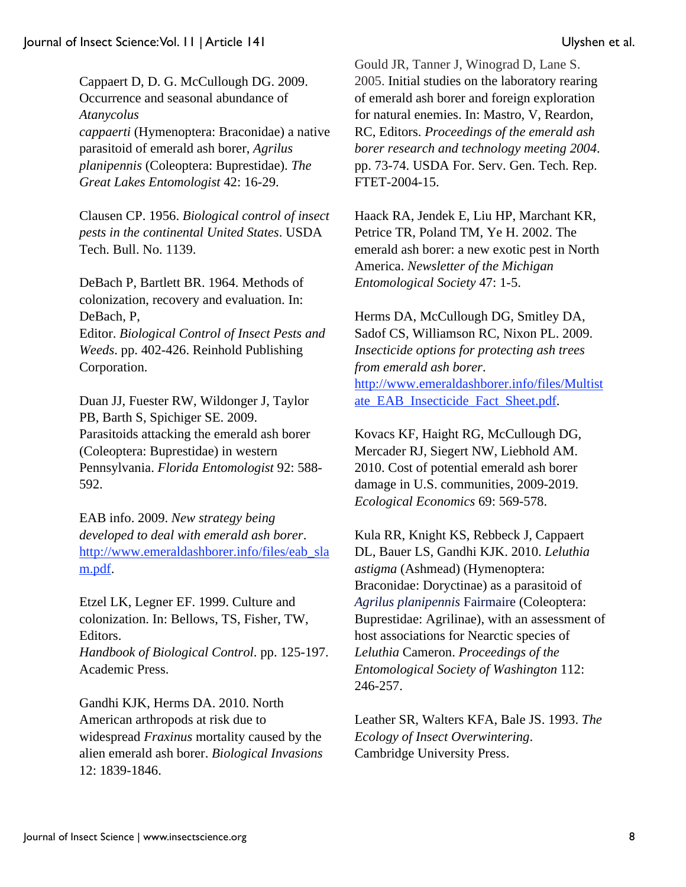Cappaert D, D. G. McCullough DG. 2009. Occurrence and seasonal abundance of *Atanycolus cappaerti* (Hymenoptera: Braconidae) a native parasitoid of emerald ash borer, *Agrilus planipennis* (Coleoptera: Buprestidae). *The Great Lakes Entomologist* 42: 16-29.

Clausen CP. 1956. *Biological control of insect pests in the continental United States*. USDA Tech. Bull. No. 1139.

DeBach P, Bartlett BR. 1964. Methods of colonization, recovery and evaluation. In: DeBach, P, Editor. *Biological Control of Insect Pests and Weeds*. pp. 402-426. Reinhold Publishing Corporation.

Duan JJ, Fuester RW, Wildonger J, Taylor PB, Barth S, Spichiger SE. 2009. Parasitoids attacking the emerald ash borer (Coleoptera: Buprestidae) in western Pennsylvania. *Florida Entomologist* 92: 588-592.

EAB info. 2009. *New strategy being developed to deal with emerald ash borer*. http://www.emeraldashborer.info/files/eab_slam.pdf.

Etzel LK, Legner EF. 1999. Culture and colonization. In: Bellows, TS, Fisher, TW, Editors. *Handbook of Biological Control*. pp. 125-197. Academic Press.

Gandhi KJK, Herms DA. 2010. North American arthropods at risk due to widespread *Fraxinus* mortality caused by the alien emerald ash borer. *Biological Invasions* 12: 1839-1846.

Gould JR, Tanner J, Winograd D, Lane S. 2005. Initial studies on the laboratory rearing of emerald ash borer and foreign exploration for natural enemies. In: Mastro, V, Reardon, RC, Editors. *Proceedings of the emerald ash borer research and technology meeting 2004*. pp. 73-74. USDA For. Serv. Gen. Tech. Rep. FTET-2004-15.

Haack RA, Jendek E, Liu HP, Marchant KR, Petrice TR, Poland TM, Ye H. 2002. The emerald ash borer: a new exotic pest in North America. *Newsletter of the Michigan Entomological Society* 47: 1-5.

Herms DA, McCullough DG, Smitley DA, Sadof CS, Williamson RC, Nixon PL. 2009. *Insecticide options for protecting ash trees from emerald ash borer*. http://www.emeraldashborer.info/files/Multistate_EAB_Insecticide_Fact_Sheet.pdf.

Kovacs KF, Haight RG, McCullough DG, Mercader RJ, Siegert NW, Liebhold AM. 2010. Cost of potential emerald ash borer damage in U.S. communities, 2009-2019. *Ecological Economics* 69: 569-578.

Kula RR, Knight KS, Rebbeck J, Cappaert DL, Bauer LS, Gandhi KJK. 2010. *Leluthia astigma* (Ashmead) (Hymenoptera: Braconidae: Doryctinae) as a parasitoid of *Agrilus planipennis* Fairmaire (Coleoptera: Buprestidae: Agrilinae), with an assessment of host associations for Nearctic species of *Leluthia* Cameron. *Proceedings of the Entomological Society of Washington* 112: 246-257.

Leather SR, Walters KFA, Bale JS. 1993. *The Ecology of Insect Overwintering*. Cambridge University Press.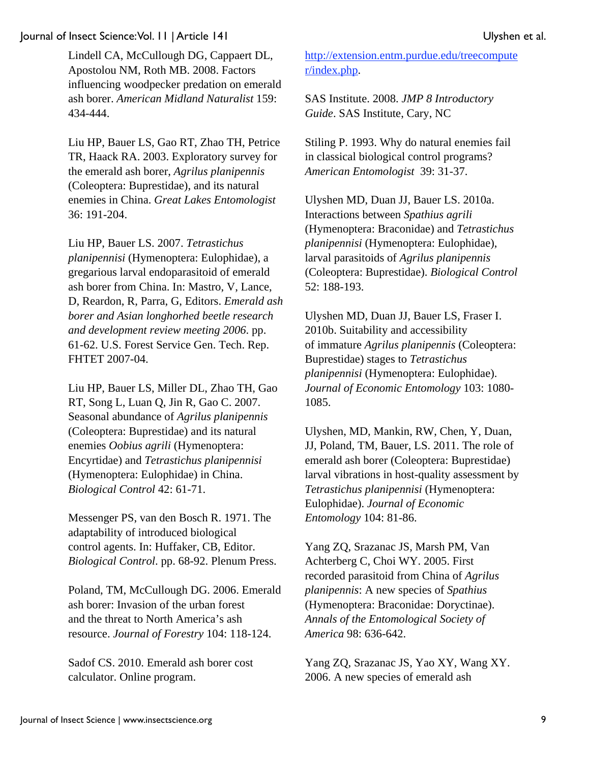Lindell CA, McCullough DG, Cappaert DL, Apostolou NM, Roth MB. 2008. Factors influencing woodpecker predation on emerald ash borer. *American Midland Naturalist* 159: 434-444.

Liu HP, Bauer LS, Gao RT, Zhao TH, Petrice TR, Haack RA. 2003. Exploratory survey for the emerald ash borer, *Agrilus planipennis* (Coleoptera: Buprestidae), and its natural enemies in China. *Great Lakes Entomologist* 36: 191-204.

Liu HP, Bauer LS. 2007. *Tetrastichus planipennisi* (Hymenoptera: Eulophidae), a gregarious larval endoparasitoid of emerald ash borer from China. In: Mastro, V, Lance, D, Reardon, R, Parra, G, Editors. *Emerald ash borer and Asian longhorhed beetle research and development review meeting 2006*. pp. 61-62. U.S. Forest Service Gen. Tech. Rep. FHTET 2007-04.

Liu HP, Bauer LS, Miller DL, Zhao TH, Gao RT, Song L, Luan Q, Jin R, Gao C. 2007. Seasonal abundance of *Agrilus planipennis* (Coleoptera: Buprestidae) and its natural enemies *Oobius agrili* (Hymenoptera: Encyrtidae) and *Tetrastichus planipennisi* (Hymenoptera: Eulophidae) in China. *Biological Control* 42: 61-71.

Messenger PS, van den Bosch R. 1971. The adaptability of introduced biological control agents. In: Huffaker, CB, Editor. *Biological Control*. pp. 68-92. Plenum Press.

Poland, TM, McCullough DG. 2006. Emerald ash borer: Invasion of the urban forest and the threat to North America's ash resource. *Journal of Forestry* 104: 118-124.

Sadof CS. 2010. Emerald ash borer cost calculator. Online program. http://extension.entm.purdue.edu/treecomputer/index.php.

SAS Institute. 2008. *JMP 8 Introductory Guide*. SAS Institute, Cary, NC

Stiling P. 1993. Why do natural enemies fail in classical biological control programs? *American Entomologist* 39: 31-37.

Ulyshen MD, Duan JJ, Bauer LS. 2010a. Interactions between *Spathius agrili* (Hymenoptera: Braconidae) and *Tetrastichus planipennisi* (Hymenoptera: Eulophidae), larval parasitoids of *Agrilus planipennis* (Coleoptera: Buprestidae). *Biological Control* 52: 188-193.

Ulyshen MD, Duan JJ, Bauer LS, Fraser I. 2010b. Suitability and accessibility of immature *Agrilus planipennis* (Coleoptera: Buprestidae) stages to *Tetrastichus planipennisi* (Hymenoptera: Eulophidae). *Journal of Economic Entomology* 103: 1080-1085.

Ulyshen, MD, Mankin, RW, Chen, Y, Duan, JJ, Poland, TM, Bauer, LS. 2011. The role of emerald ash borer (Coleoptera: Buprestidae) larval vibrations in host-quality assessment by *Tetrastichus planipennisi* (Hymenoptera: Eulophidae). *Journal of Economic Entomology* 104: 81-86.

Yang ZQ, Strazanac JS, Marsh PM, Van Achterberg C, Choi WY. 2005. First recorded parasitoid from China of *Agrilus planipennis*: A new species of *Spathius* (Hymenoptera: Braconidae: Doryctinae). *Annals of the Entomological Society of America* 98: 636-642.

Yang ZQ, Strazanac JS, Yao XY, Wang XY. 2006. A new species of emerald ash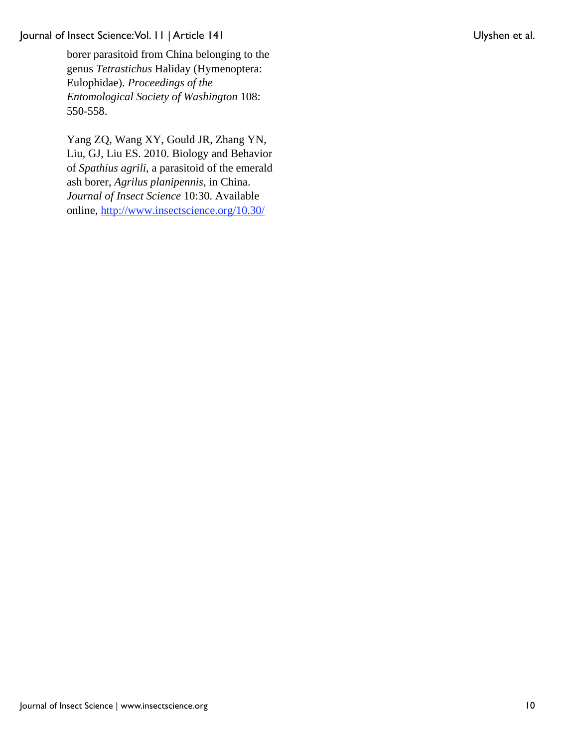borer parasitoid from China belonging to the genus *Tetrastichus* Haliday (Hymenoptera: Eulophidae). *Proceedings of the Entomological Society of Washington* 108: 550-558.

Yang ZQ, Wang XY, Gould JR, Zhang YN, Liu, GJ, Liu ES. 2010. Biology and Behavior of *Spathius agrili*, a parasitoid of the emerald ash borer, *Agrilus planipennis*, in China. *Journal of Insect Science* 10:30. Available online, http://www.insectscience.org/10.30/